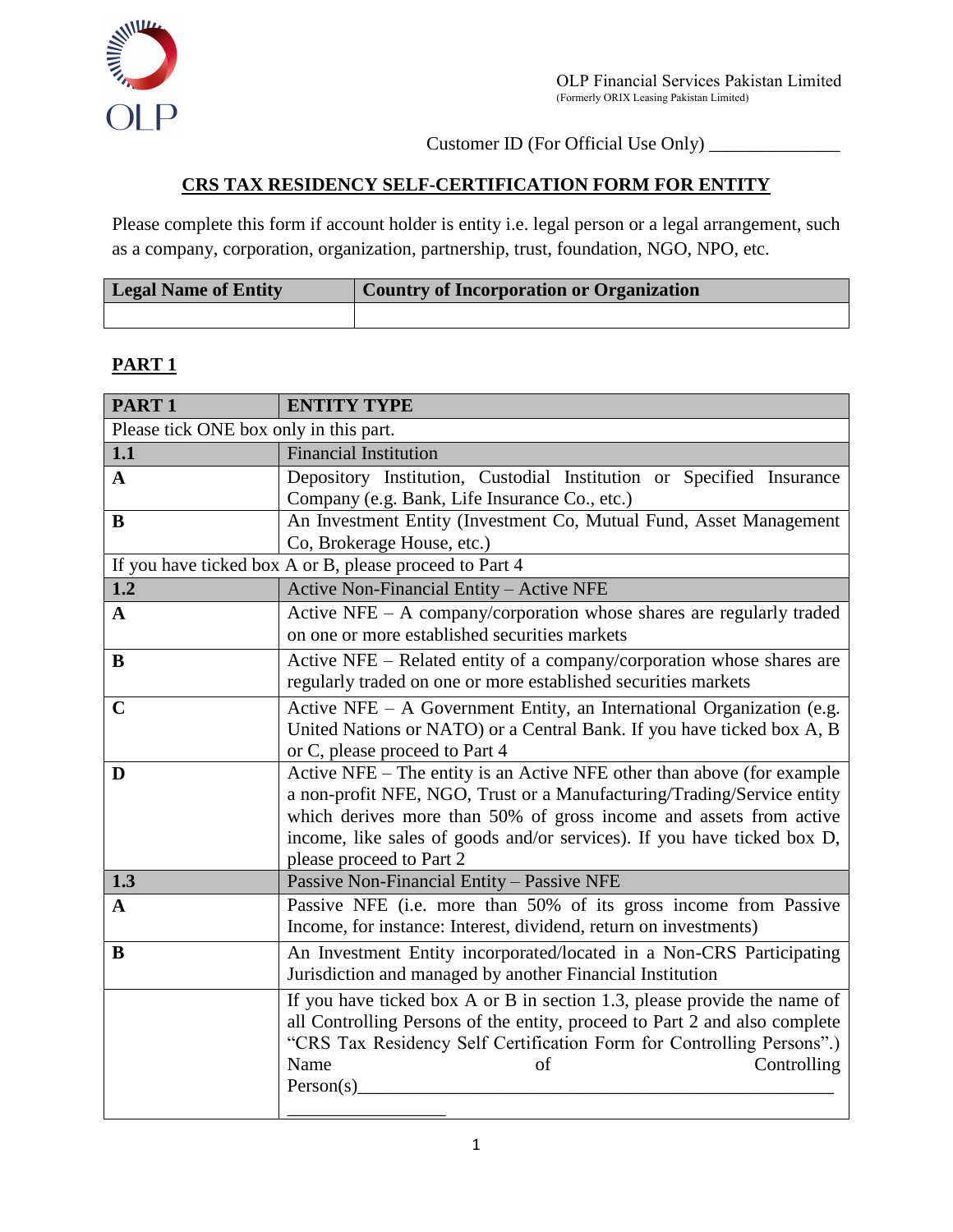OLP Financial Services Pakistan Limited
(Formerly ORIX Leasing Pakistan Limited)

Customer ID (For Official Use Only) ______________

## CRS TAX RESIDENCY SELF-CERTIFICATION FORM FOR ENTITY

Please complete this form if account holder is entity i.e. legal person or a legal arrangement, such as a company, corporation, organization, partnership, trust, foundation, NGO, NPO, etc.

| Legal Name of Entity | Country of Incorporation or Organization |
|---|---|
| | |

## PART 1

| PART 1 | ENTITY TYPE |
|---|---|
| Please tick ONE box only in this part. | |
| **1.1** | Financial Institution |
| **A** | Depository Institution, Custodial Institution or Specified Insurance Company (e.g. Bank, Life Insurance Co., etc.) |
| **B** | An Investment Entity (Investment Co, Mutual Fund, Asset Management Co, Brokerage House, etc.) |
| If you have ticked box A or B, please proceed to Part 4 | |
| **1.2** | Active Non-Financial Entity – Active NFE |
| **A** | Active NFE – A company/corporation whose shares are regularly traded on one or more established securities markets |
| **B** | Active NFE – Related entity of a company/corporation whose shares are regularly traded on one or more established securities markets |
| **C** | Active NFE – A Government Entity, an International Organization (e.g. United Nations or NATO) or a Central Bank. If you have ticked box A, B or C, please proceed to Part 4 |
| **D** | Active NFE – The entity is an Active NFE other than above (for example a non-profit NFE, NGO, Trust or a Manufacturing/Trading/Service entity which derives more than 50% of gross income and assets from active income, like sales of goods and/or services). If you have ticked box D, please proceed to Part 2 |
| **1.3** | Passive Non-Financial Entity – Passive NFE |
| **A** | Passive NFE (i.e. more than 50% of its gross income from Passive Income, for instance: Interest, dividend, return on investments) |
| **B** | An Investment Entity incorporated/located in a Non-CRS Participating Jurisdiction and managed by another Financial Institution |
| | If you have ticked box A or B in section 1.3, please provide the name of all Controlling Persons of the entity, proceed to Part 2 and also complete "CRS Tax Residency Self Certification Form for Controlling Persons".) Name of Controlling Person(s)_____________________________________________________ _________________ |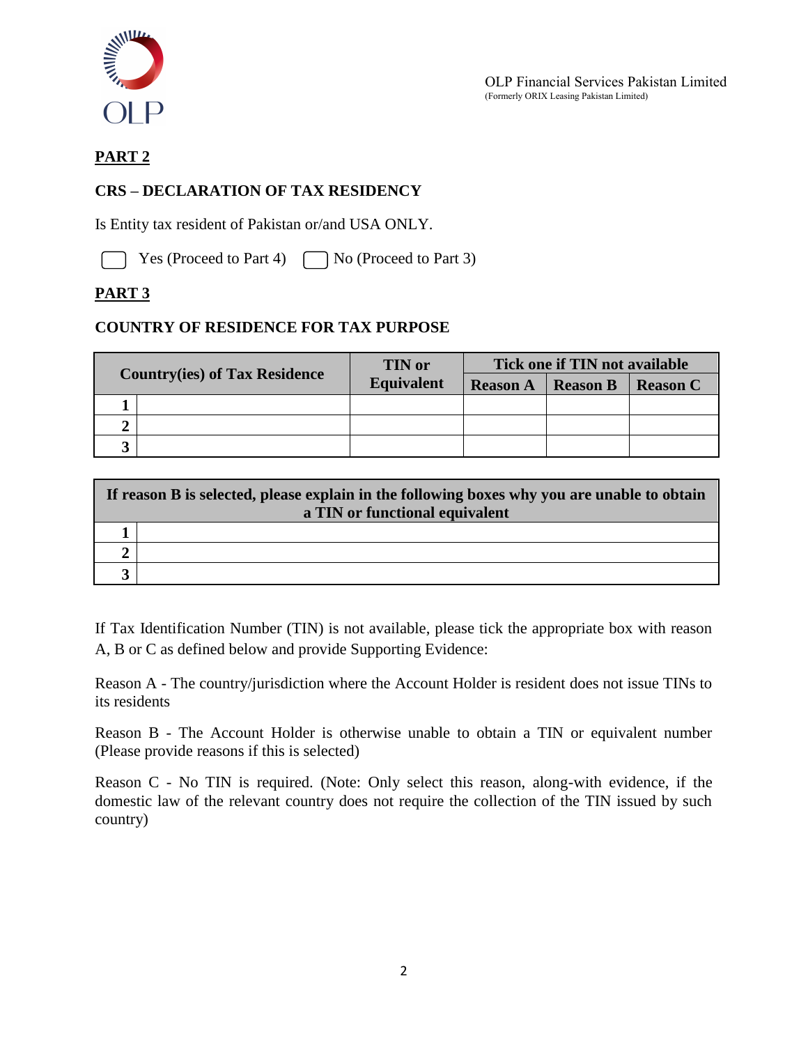OLP Financial Services Pakistan Limited
(Formerly ORIX Leasing Pakistan Limited)

## PART 2

### CRS – DECLARATION OF TAX RESIDENCY

Is Entity tax resident of Pakistan or/and USA ONLY.

☐ Yes (Proceed to Part 4) ☐ No (Proceed to Part 3)

## PART 3

### COUNTRY OF RESIDENCE FOR TAX PURPOSE

| Country(ies) of Tax Residence | | TIN or Equivalent | Tick one if TIN not available | | |
|---|---|---|---|---|---|
| | | | Reason A | Reason B | Reason C |
| 1 | | | | | |
| 2 | | | | | |
| 3 | | | | | |

| If reason B is selected, please explain in the following boxes why you are unable to obtain a TIN or functional equivalent | |
|---|---|
| 1 | |
| 2 | |
| 3 | |

If Tax Identification Number (TIN) is not available, please tick the appropriate box with reason A, B or C as defined below and provide Supporting Evidence:

Reason A - The country/jurisdiction where the Account Holder is resident does not issue TINs to its residents

Reason B - The Account Holder is otherwise unable to obtain a TIN or equivalent number (Please provide reasons if this is selected)

Reason C - No TIN is required. (Note: Only select this reason, along-with evidence, if the domestic law of the relevant country does not require the collection of the TIN issued by such country)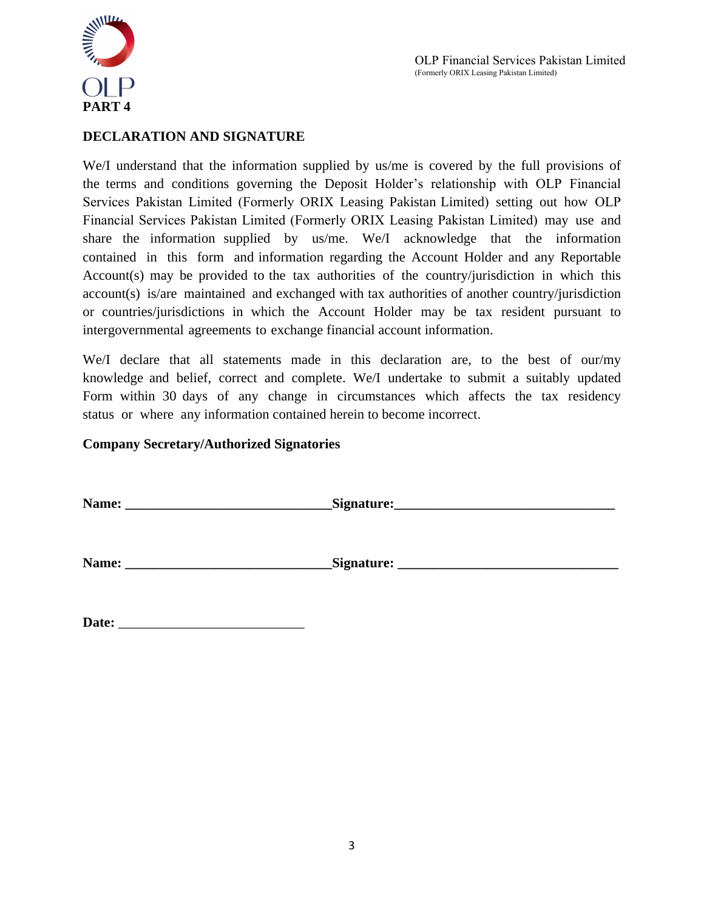OLP Financial Services Pakistan Limited
(Formerly ORIX Leasing Pakistan Limited)

**PART 4**

## DECLARATION AND SIGNATURE

We/I understand that the information supplied by us/me is covered by the full provisions of the terms and conditions governing the Deposit Holder's relationship with OLP Financial Services Pakistan Limited (Formerly ORIX Leasing Pakistan Limited) setting out how OLP Financial Services Pakistan Limited (Formerly ORIX Leasing Pakistan Limited) may use and share the information supplied by us/me. We/I acknowledge that the information contained in this form and information regarding the Account Holder and any Reportable Account(s) may be provided to the tax authorities of the country/jurisdiction in which this account(s) is/are maintained and exchanged with tax authorities of another country/jurisdiction or countries/jurisdictions in which the Account Holder may be tax resident pursuant to intergovernmental agreements to exchange financial account information.

We/I declare that all statements made in this declaration are, to the best of our/my knowledge and belief, correct and complete. We/I undertake to submit a suitably updated Form within 30 days of any change in circumstances which affects the tax residency status or where any information contained herein to become incorrect.

**Company Secretary/Authorized Signatories**

**Name:** ______________________________**Signature:**________________________________

**Name:** ______________________________**Signature:** ________________________________

**Date:** ___________________________